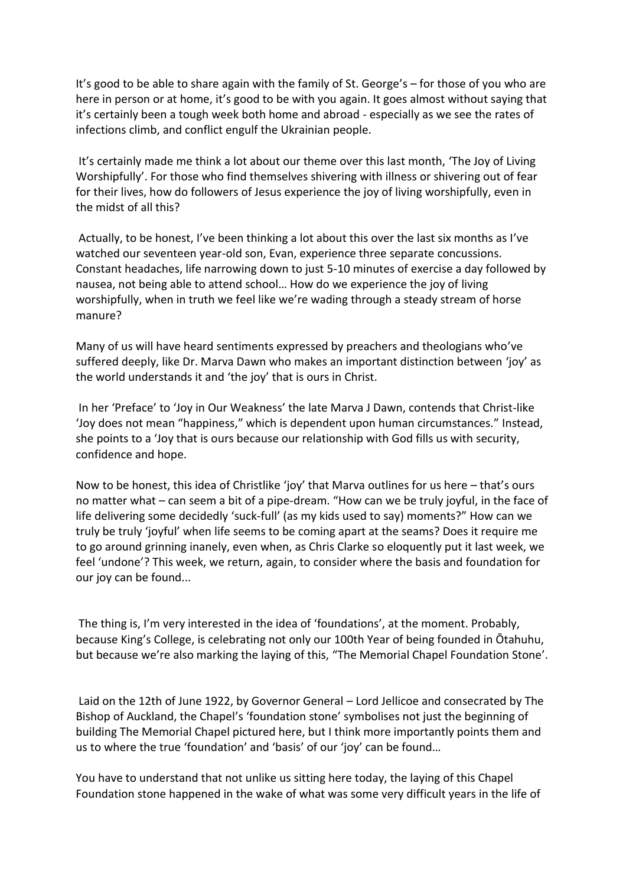It's good to be able to share again with the family of St. George's – for those of you who are here in person or at home, it's good to be with you again. It goes almost without saying that it's certainly been a tough week both home and abroad - especially as we see the rates of infections climb, and conflict engulf the Ukrainian people.

It's certainly made me think a lot about our theme over this last month, 'The Joy of Living Worshipfully'. For those who find themselves shivering with illness or shivering out of fear for their lives, how do followers of Jesus experience the joy of living worshipfully, even in the midst of all this?

Actually, to be honest, I've been thinking a lot about this over the last six months as I've watched our seventeen year-old son, Evan, experience three separate concussions. Constant headaches, life narrowing down to just 5-10 minutes of exercise a day followed by nausea, not being able to attend school… How do we experience the joy of living worshipfully, when in truth we feel like we're wading through a steady stream of horse manure?

Many of us will have heard sentiments expressed by preachers and theologians who've suffered deeply, like Dr. Marva Dawn who makes an important distinction between 'joy' as the world understands it and 'the joy' that is ours in Christ.

In her 'Preface' to 'Joy in Our Weakness' the late Marva J Dawn, contends that Christ-like 'Joy does not mean "happiness," which is dependent upon human circumstances." Instead, she points to a 'Joy that is ours because our relationship with God fills us with security, confidence and hope.

Now to be honest, this idea of Christlike 'joy' that Marva outlines for us here – that's ours no matter what – can seem a bit of a pipe-dream. "How can we be truly joyful, in the face of life delivering some decidedly 'suck-full' (as my kids used to say) moments?" How can we truly be truly 'joyful' when life seems to be coming apart at the seams? Does it require me to go around grinning inanely, even when, as Chris Clarke so eloquently put it last week, we feel 'undone'? This week, we return, again, to consider where the basis and foundation for our joy can be found...

The thing is, I'm very interested in the idea of 'foundations', at the moment. Probably, because King's College, is celebrating not only our 100th Year of being founded in Ōtahuhu, but because we're also marking the laying of this, "The Memorial Chapel Foundation Stone'.

Laid on the 12th of June 1922, by Governor General – Lord Jellicoe and consecrated by The Bishop of Auckland, the Chapel's 'foundation stone' symbolises not just the beginning of building The Memorial Chapel pictured here, but I think more importantly points them and us to where the true 'foundation' and 'basis' of our 'joy' can be found…

You have to understand that not unlike us sitting here today, the laying of this Chapel Foundation stone happened in the wake of what was some very difficult years in the life of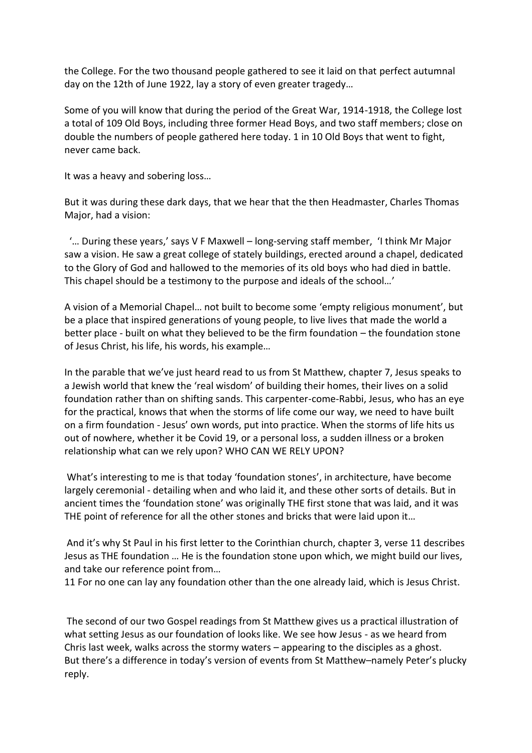the College. For the two thousand people gathered to see it laid on that perfect autumnal day on the 12th of June 1922, lay a story of even greater tragedy…

Some of you will know that during the period of the Great War, 1914-1918, the College lost a total of 109 Old Boys, including three former Head Boys, and two staff members; close on double the numbers of people gathered here today. 1 in 10 Old Boys that went to fight, never came back.

It was a heavy and sobering loss…

But it was during these dark days, that we hear that the then Headmaster, Charles Thomas Major, had a vision:

'… During these years,' says V F Maxwell – long-serving staff member, 'I think Mr Major saw a vision. He saw a great college of stately buildings, erected around a chapel, dedicated to the Glory of God and hallowed to the memories of its old boys who had died in battle. This chapel should be a testimony to the purpose and ideals of the school…'

A vision of a Memorial Chapel… not built to become some 'empty religious monument', but be a place that inspired generations of young people, to live lives that made the world a better place - built on what they believed to be the firm foundation – the foundation stone of Jesus Christ, his life, his words, his example…

In the parable that we've just heard read to us from St Matthew, chapter 7, Jesus speaks to a Jewish world that knew the 'real wisdom' of building their homes, their lives on a solid foundation rather than on shifting sands. This carpenter-come-Rabbi, Jesus, who has an eye for the practical, knows that when the storms of life come our way, we need to have built on a firm foundation - Jesus' own words, put into practice. When the storms of life hits us out of nowhere, whether it be Covid 19, or a personal loss, a sudden illness or a broken relationship what can we rely upon? WHO CAN WE RELY UPON?

What's interesting to me is that today 'foundation stones', in architecture, have become largely ceremonial - detailing when and who laid it, and these other sorts of details. But in ancient times the 'foundation stone' was originally THE first stone that was laid, and it was THE point of reference for all the other stones and bricks that were laid upon it…

And it's why St Paul in his first letter to the Corinthian church, chapter 3, verse 11 describes Jesus as THE foundation … He is the foundation stone upon which, we might build our lives, and take our reference point from…
11 For no one can lay any foundation other than the one already laid, which is Jesus Christ.

The second of our two Gospel readings from St Matthew gives us a practical illustration of what setting Jesus as our foundation of looks like. We see how Jesus - as we heard from Chris last week, walks across the stormy waters – appearing to the disciples as a ghost. But there's a difference in today's version of events from St Matthew–namely Peter's plucky reply.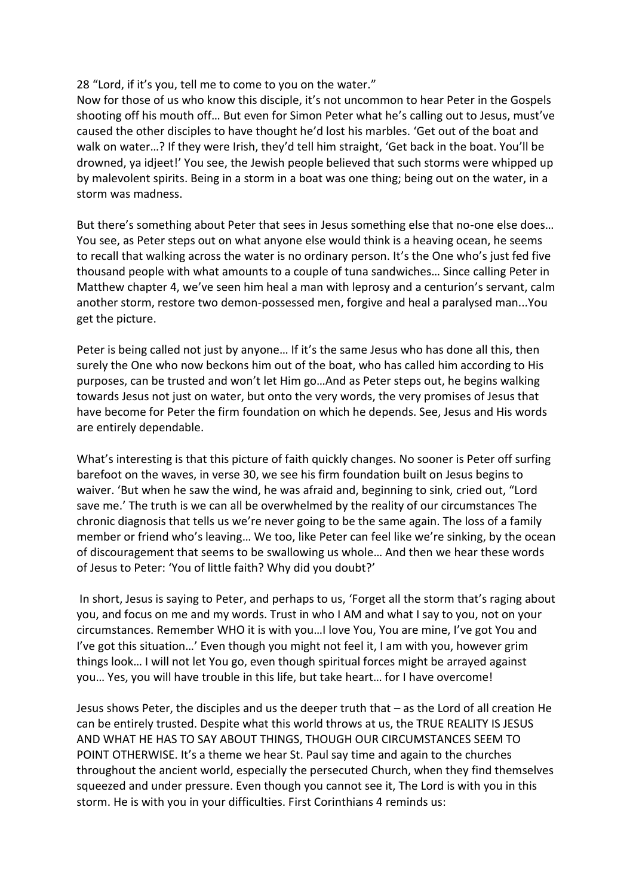28 “Lord, if it’s you, tell me to come to you on the water.”

Now for those of us who know this disciple, it’s not uncommon to hear Peter in the Gospels shooting off his mouth off… But even for Simon Peter what he’s calling out to Jesus, must’ve caused the other disciples to have thought he’d lost his marbles. ‘Get out of the boat and walk on water…? If they were Irish, they’d tell him straight, ‘Get back in the boat. You’ll be drowned, ya idjeet!’ You see, the Jewish people believed that such storms were whipped up by malevolent spirits. Being in a storm in a boat was one thing; being out on the water, in a storm was madness.

But there’s something about Peter that sees in Jesus something else that no-one else does… You see, as Peter steps out on what anyone else would think is a heaving ocean, he seems to recall that walking across the water is no ordinary person. It’s the One who’s just fed five thousand people with what amounts to a couple of tuna sandwiches… Since calling Peter in Matthew chapter 4, we’ve seen him heal a man with leprosy and a centurion’s servant, calm another storm, restore two demon-possessed men, forgive and heal a paralysed man...You get the picture.

Peter is being called not just by anyone… If it’s the same Jesus who has done all this, then surely the One who now beckons him out of the boat, who has called him according to His purposes, can be trusted and won’t let Him go…And as Peter steps out, he begins walking towards Jesus not just on water, but onto the very words, the very promises of Jesus that have become for Peter the firm foundation on which he depends. See, Jesus and His words are entirely dependable.

What’s interesting is that this picture of faith quickly changes. No sooner is Peter off surfing barefoot on the waves, in verse 30, we see his firm foundation built on Jesus begins to waiver. ‘But when he saw the wind, he was afraid and, beginning to sink, cried out, “Lord save me.’ The truth is we can all be overwhelmed by the reality of our circumstances The chronic diagnosis that tells us we’re never going to be the same again. The loss of a family member or friend who’s leaving… We too, like Peter can feel like we’re sinking, by the ocean of discouragement that seems to be swallowing us whole… And then we hear these words of Jesus to Peter: ‘You of little faith? Why did you doubt?’

In short, Jesus is saying to Peter, and perhaps to us, ‘Forget all the storm that’s raging about you, and focus on me and my words. Trust in who I AM and what I say to you, not on your circumstances. Remember WHO it is with you…I love You, You are mine, I’ve got You and I’ve got this situation…’ Even though you might not feel it, I am with you, however grim things look… I will not let You go, even though spiritual forces might be arrayed against you… Yes, you will have trouble in this life, but take heart… for I have overcome!

Jesus shows Peter, the disciples and us the deeper truth that – as the Lord of all creation He can be entirely trusted. Despite what this world throws at us, the TRUE REALITY IS JESUS AND WHAT HE HAS TO SAY ABOUT THINGS, THOUGH OUR CIRCUMSTANCES SEEM TO POINT OTHERWISE. It’s a theme we hear St. Paul say time and again to the churches throughout the ancient world, especially the persecuted Church, when they find themselves squeezed and under pressure. Even though you cannot see it, The Lord is with you in this storm. He is with you in your difficulties. First Corinthians 4 reminds us: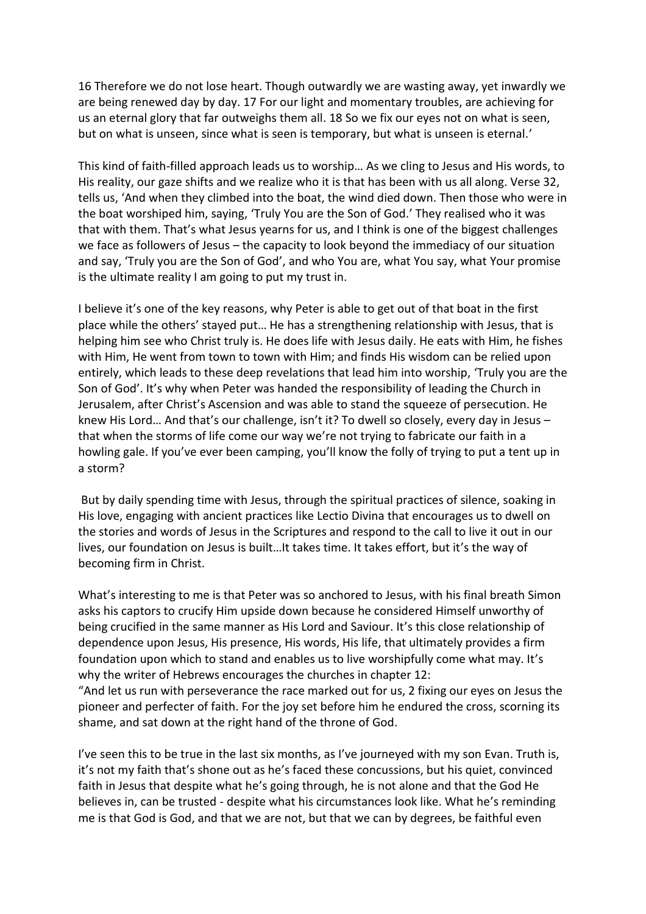16 Therefore we do not lose heart. Though outwardly we are wasting away, yet inwardly we are being renewed day by day. 17 For our light and momentary troubles, are achieving for us an eternal glory that far outweighs them all. 18 So we fix our eyes not on what is seen, but on what is unseen, since what is seen is temporary, but what is unseen is eternal.'

This kind of faith-filled approach leads us to worship… As we cling to Jesus and His words, to His reality, our gaze shifts and we realize who it is that has been with us all along. Verse 32, tells us, 'And when they climbed into the boat, the wind died down. Then those who were in the boat worshiped him, saying, 'Truly You are the Son of God.' They realised who it was that with them. That's what Jesus yearns for us, and I think is one of the biggest challenges we face as followers of Jesus – the capacity to look beyond the immediacy of our situation and say, 'Truly you are the Son of God', and who You are, what You say, what Your promise is the ultimate reality I am going to put my trust in.

I believe it's one of the key reasons, why Peter is able to get out of that boat in the first place while the others' stayed put… He has a strengthening relationship with Jesus, that is helping him see who Christ truly is. He does life with Jesus daily. He eats with Him, he fishes with Him, He went from town to town with Him; and finds His wisdom can be relied upon entirely, which leads to these deep revelations that lead him into worship, 'Truly you are the Son of God'. It's why when Peter was handed the responsibility of leading the Church in Jerusalem, after Christ's Ascension and was able to stand the squeeze of persecution. He knew His Lord… And that's our challenge, isn't it? To dwell so closely, every day in Jesus – that when the storms of life come our way we're not trying to fabricate our faith in a howling gale. If you've ever been camping, you'll know the folly of trying to put a tent up in a storm?

But by daily spending time with Jesus, through the spiritual practices of silence, soaking in His love, engaging with ancient practices like Lectio Divina that encourages us to dwell on the stories and words of Jesus in the Scriptures and respond to the call to live it out in our lives, our foundation on Jesus is built…It takes time. It takes effort, but it's the way of becoming firm in Christ.

What's interesting to me is that Peter was so anchored to Jesus, with his final breath Simon asks his captors to crucify Him upside down because he considered Himself unworthy of being crucified in the same manner as His Lord and Saviour. It's this close relationship of dependence upon Jesus, His presence, His words, His life, that ultimately provides a firm foundation upon which to stand and enables us to live worshipfully come what may. It's why the writer of Hebrews encourages the churches in chapter 12:

"And let us run with perseverance the race marked out for us, 2 fixing our eyes on Jesus the pioneer and perfecter of faith. For the joy set before him he endured the cross, scorning its shame, and sat down at the right hand of the throne of God.

I've seen this to be true in the last six months, as I've journeyed with my son Evan. Truth is, it's not my faith that's shone out as he's faced these concussions, but his quiet, convinced faith in Jesus that despite what he's going through, he is not alone and that the God He believes in, can be trusted - despite what his circumstances look like. What he's reminding me is that God is God, and that we are not, but that we can by degrees, be faithful even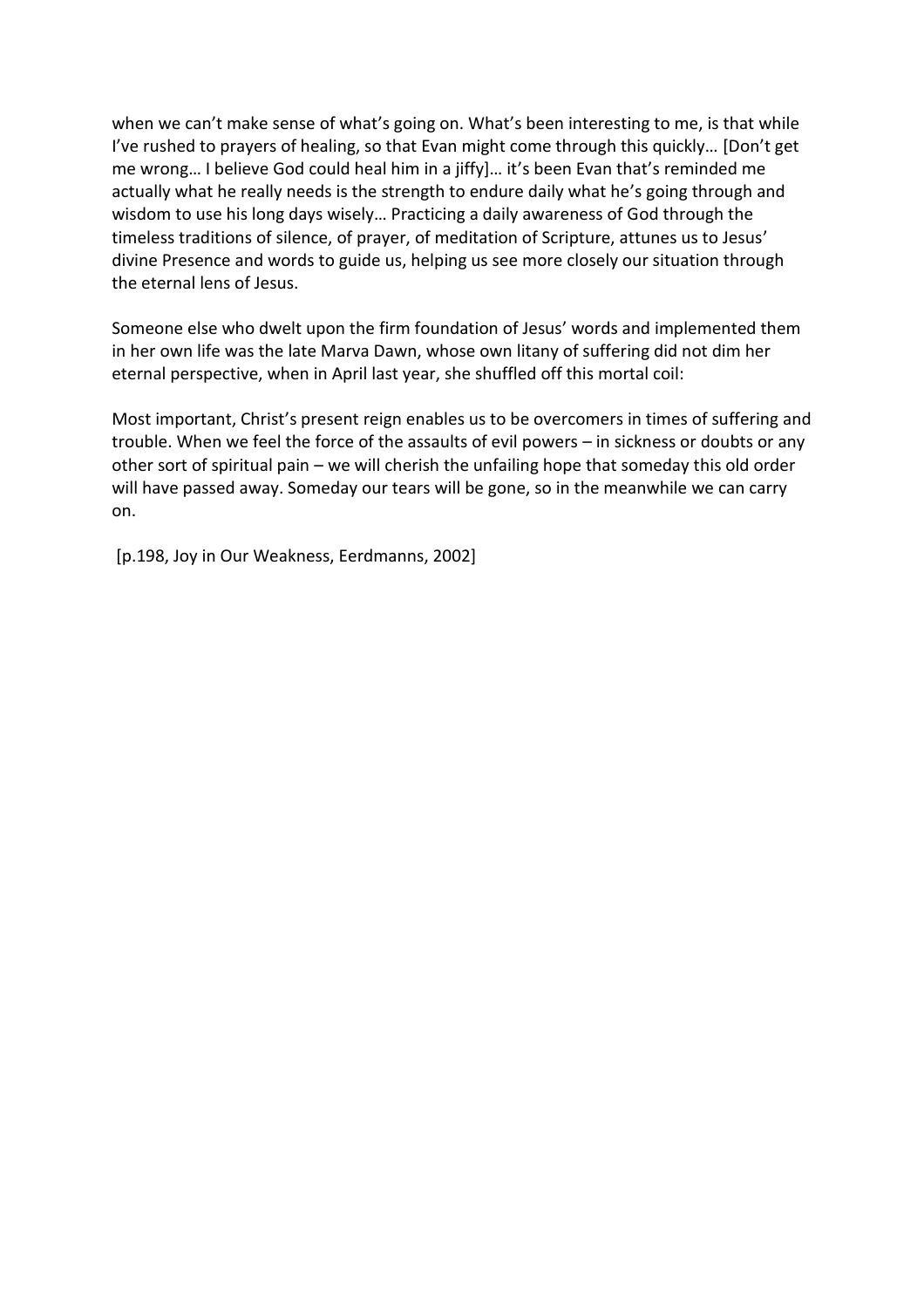when we can't make sense of what's going on. What's been interesting to me, is that while I've rushed to prayers of healing, so that Evan might come through this quickly… [Don't get me wrong… I believe God could heal him in a jiffy]… it's been Evan that's reminded me actually what he really needs is the strength to endure daily what he's going through and wisdom to use his long days wisely… Practicing a daily awareness of God through the timeless traditions of silence, of prayer, of meditation of Scripture, attunes us to Jesus' divine Presence and words to guide us, helping us see more closely our situation through the eternal lens of Jesus.

Someone else who dwelt upon the firm foundation of Jesus' words and implemented them in her own life was the late Marva Dawn, whose own litany of suffering did not dim her eternal perspective, when in April last year, she shuffled off this mortal coil:

Most important, Christ's present reign enables us to be overcomers in times of suffering and trouble. When we feel the force of the assaults of evil powers – in sickness or doubts or any other sort of spiritual pain – we will cherish the unfailing hope that someday this old order will have passed away. Someday our tears will be gone, so in the meanwhile we can carry on.

[p.198, Joy in Our Weakness, Eerdmanns, 2002]